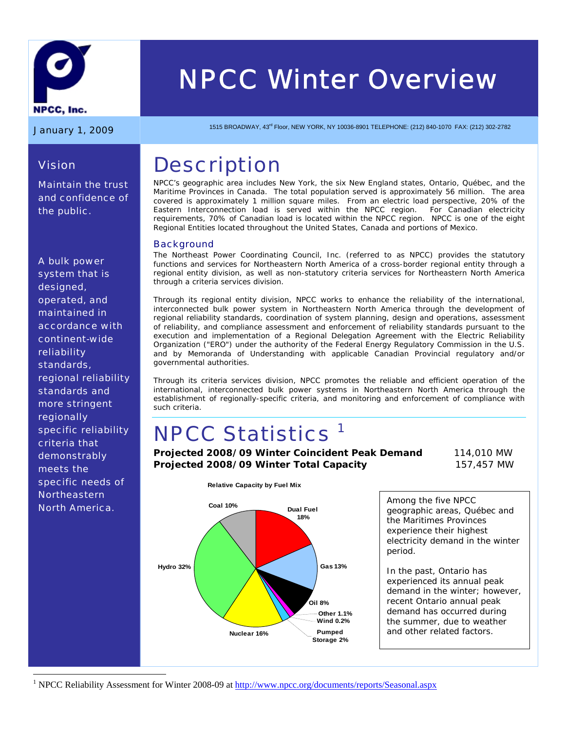# NPCC Winter Overview

NPCC, Inc.

January 1, 2009

1515 BROADWAY, 43rd Floor, NEW YORK, NY 10036-8901 TELEPHONE: (212) 840-1070 FAX: (212) 302-2782

## Vision

Maintain the trust and confidence of the public.

A bulk power system that is designed, operated, and maintained in accordance with continent-wide reliability standards, regional reliability standards and more stringent regionally specific reliability criteria that demonstrably meets the specific needs of Northeastern North America.

## Description

NPCC's geographic area includes New York, the six New England states, Ontario, Québec, and the Maritime Provinces in Canada. The total population served is approximately 56 million. The area covered is approximately 1 million square miles. From an electric load perspective, 20% of the Eastern Interconnection load is served within the NPCC region. For Canadian electricity requirements, 70% of Canadian load is located within the NPCC region. NPCC is one of the eight Regional Entities located throughout the United States, Canada and portions of Mexico.

### Background

The Northeast Power Coordinating Council, Inc. (referred to as NPCC) provides the statutory functions and services for Northeastern North America of a cross-border regional entity through a regional entity division, as well as non-statutory criteria services for Northeastern North America through a criteria services division.

Through its regional entity division, NPCC works to enhance the reliability of the international, interconnected bulk power system in Northeastern North America through the development of regional reliability standards, coordination of system planning, design and operations, assessment of reliability, and compliance assessment and enforcement of reliability standards pursuant to the execution and implementation of a Regional Delegation Agreement with the Electric Reliability Organization ("ERO") under the authority of the Federal Energy Regulatory Commission in the U.S. and by Memoranda of Understanding with applicable Canadian Provincial regulatory and/or governmental authorities.

Through its criteria services division, NPCC promotes the reliable and efficient operation of the international, interconnected bulk power systems in Northeastern North America through the establishment of regionally-specific criteria, and monitoring and enforcement of compliance with such criteria.

## NPCC Statistics [1]

**Projected 2008/09 Winter Coincident Peak Demand** 114,010 MW

**Projected 2008/09 Winter Total Capacity** 157,457 MW

**Relative Capacity by Fuel Mix**

| Fuel | Share |
|---|---|
| Dual Fuel | 18% |
| Gas | 13% |
| Oil | 8% |
| Other | 1.1% |
| Wind | 0.2% |
| Pumped Storage | 2% |
| Nuclear | 16% |
| Hydro | 32% |
| Coal | 10% |

Among the five NPCC geographic areas, Québec and the Maritimes Provinces experience their highest electricity demand in the winter period.

In the past, Ontario has experienced its annual peak demand in the winter; however, recent Ontario annual peak demand has occurred during the summer, due to weather and other related factors.

[1] NPCC Reliability Assessment for Winter 2008-09 at http://www.npcc.org/documents/reports/Seasonal.aspx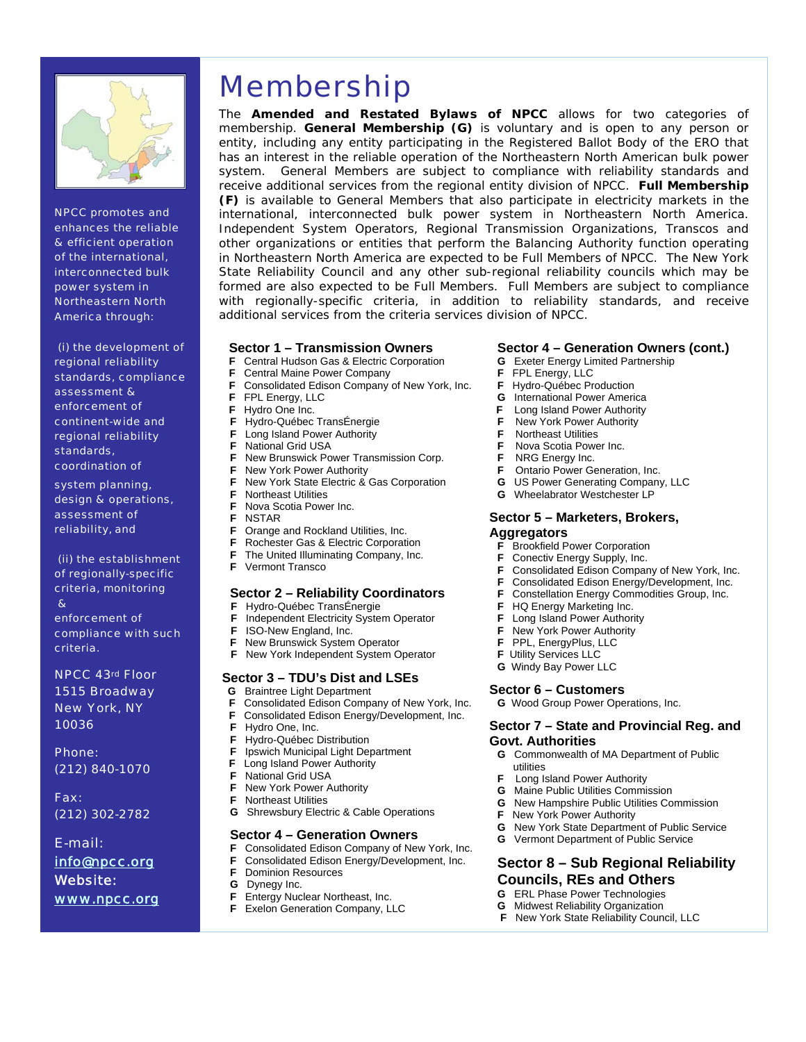# Membership

The **Amended and Restated Bylaws of NPCC** allows for two categories of membership. **General Membership (G)** is voluntary and is open to any person or entity, including any entity participating in the Registered Ballot Body of the ERO that has an interest in the reliable operation of the Northeastern North American bulk power system. General Members are subject to compliance with reliability standards and receive additional services from the regional entity division of NPCC. **Full Membership (F)** is available to General Members that also participate in electricity markets in the international, interconnected bulk power system in Northeastern North America. Independent System Operators, Regional Transmission Organizations, Transcos and other organizations or entities that perform the Balancing Authority function operating in Northeastern North America are expected to be Full Members of NPCC. The New York State Reliability Council and any other sub-regional reliability councils which may be formed are also expected to be Full Members. Full Members are subject to compliance with regionally-specific criteria, in addition to reliability standards, and receive additional services from the criteria services division of NPCC.

### Sector 1 – Transmission Owners

- **F** Central Hudson Gas & Electric Corporation
- **F** Central Maine Power Company
- **F** Consolidated Edison Company of New York, Inc.
- **F** FPL Energy, LLC
- **F** Hydro One Inc.
- **F** Hydro-Québec TransÉnergie
- **F** Long Island Power Authority
- **F** National Grid USA
- **F** New Brunswick Power Transmission Corp.
- **F** New York Power Authority
- **F** New York State Electric & Gas Corporation
- **F** Northeast Utilities
- **F** Nova Scotia Power Inc.
- **F** NSTAR
- **F** Orange and Rockland Utilities, Inc.
- **F** Rochester Gas & Electric Corporation
- **F** The United Illuminating Company, Inc.
- **F** Vermont Transco

### Sector 2 – Reliability Coordinators

- **F** Hydro-Québec TransÉnergie
- **F** Independent Electricity System Operator
- **F** ISO-New England, Inc.
- **F** New Brunswick System Operator
- **F** New York Independent System Operator

### Sector 3 – TDU's Dist and LSEs

- **G** Braintree Light Department
- **F** Consolidated Edison Company of New York, Inc.
- **F** Consolidated Edison Energy/Development, Inc.
- **F** Hydro One, Inc.
- **F** Hydro-Québec Distribution
- **F** Ipswich Municipal Light Department
- **F** Long Island Power Authority
- **F** National Grid USA
- **F** New York Power Authority
- **F** Northeast Utilities
- **G** Shrewsbury Electric & Cable Operations

### Sector 4 – Generation Owners

- **F** Consolidated Edison Company of New York, Inc.
- **F** Consolidated Edison Energy/Development, Inc.
- **F** Dominion Resources
- **G** Dynegy Inc.
- **F** Entergy Nuclear Northeast, Inc.
- **F** Exelon Generation Company, LLC

### Sector 4 – Generation Owners (cont.)

- **G** Exeter Energy Limited Partnership
- **F** FPL Energy, LLC
- **F** Hydro-Québec Production
- **G** International Power America
- **F** Long Island Power Authority
- **F** New York Power Authority
- **F** Northeast Utilities
- **F** Nova Scotia Power Inc.
- **F** NRG Energy Inc.
- **F** Ontario Power Generation, Inc.
- **G** US Power Generating Company, LLC
- **G** Wheelabrator Westchester LP

### Sector 5 – Marketers, Brokers, Aggregators

- **F** Brookfield Power Corporation
- **F** Conectiv Energy Supply, Inc.
- **F** Consolidated Edison Company of New York, Inc.
- **F** Consolidated Edison Energy/Development, Inc.
- **F** Constellation Energy Commodities Group, Inc.
- **F** HQ Energy Marketing Inc.
- **F** Long Island Power Authority
- **F** New York Power Authority
- **F** PPL, EnergyPlus, LLC
- **F** Utility Services LLC
- **G** Windy Bay Power LLC

### Sector 6 – Customers

- **G** Wood Group Power Operations, Inc.

### Sector 7 – State and Provincial Reg. and Govt. Authorities

- **G** Commonwealth of MA Department of Public utilities
- **F** Long Island Power Authority
- **G** Maine Public Utilities Commission
- **G** New Hampshire Public Utilities Commission
- **F** New York Power Authority
- **G** New York State Department of Public Service
- **G** Vermont Department of Public Service

### Sector 8 – Sub Regional Reliability Councils, REs and Others

- **G** ERL Phase Power Technologies
- **G** Midwest Reliability Organization
- **F** New York State Reliability Council, LLC

---

NPCC promotes and enhances the reliable & efficient operation of the international, interconnected bulk power system in Northeastern North America through:

(i) the development of regional reliability standards, compliance assessment & enforcement of continent-wide and regional reliability standards, coordination of system planning, design & operations, assessment of reliability, and

(ii) the establishment of regionally-specific criteria, monitoring & enforcement of compliance with such criteria.

NPCC 43rd Floor
1515 Broadway
New York, NY 10036

Phone: (212) 840-1070

Fax: (212) 302-2782

E-mail: info@npcc.org
Website: www.npcc.org